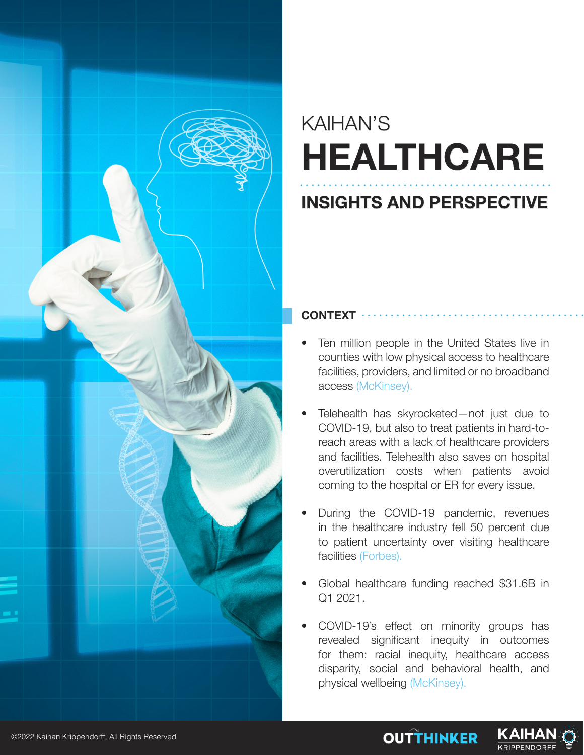KAIHAN'S

# HEALTHCARE

## INSIGHTS AND PERSPECTIVE

### CONTEXT

- Ten million people in the United States live in counties with low physical access to healthcare facilities, providers, and limited or no broadband access (McKinsey).
- Telehealth has skyrocketed—not just due to COVID-19, but also to treat patients in hard-to-reach areas with a lack of healthcare providers and facilities. Telehealth also saves on hospital overutilization costs when patients avoid coming to the hospital or ER for every issue.
- During the COVID-19 pandemic, revenues in the healthcare industry fell 50 percent due to patient uncertainty over visiting healthcare facilities (Forbes).
- Global healthcare funding reached $31.6B in Q1 2021.
- COVID-19's effect on minority groups has revealed significant inequity in outcomes for them: racial inequity, healthcare access disparity, social and behavioral health, and physical wellbeing (McKinsey).

©2022 Kaihan Krippendorff, All Rights Reserved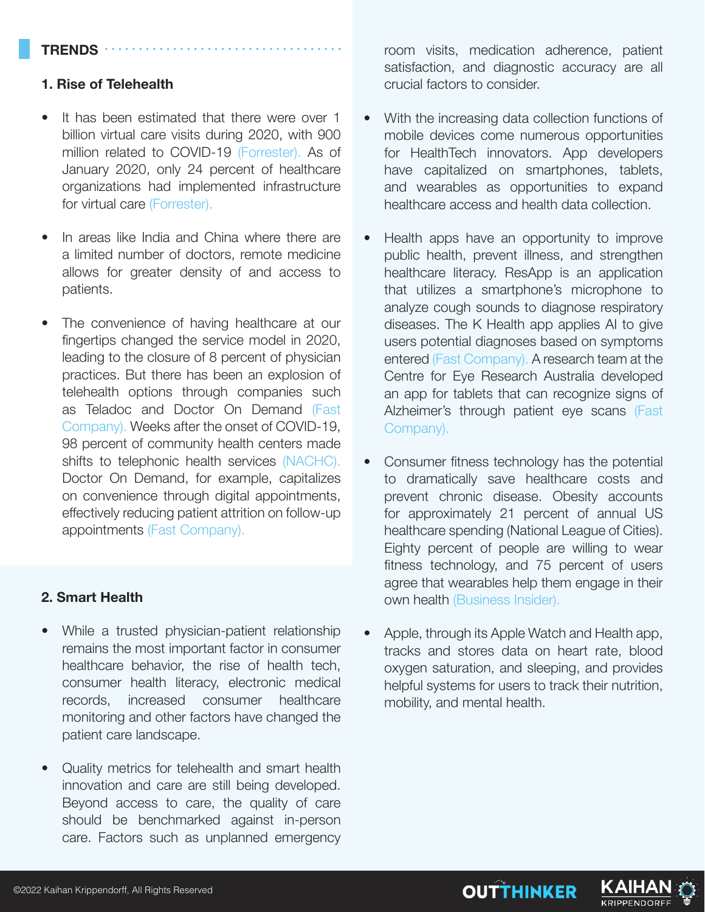## TRENDS

### 1. Rise of Telehealth

- It has been estimated that there were over 1 billion virtual care visits during 2020, with 900 million related to COVID-19 (Forrester). As of January 2020, only 24 percent of healthcare organizations had implemented infrastructure for virtual care (Forrester).

- In areas like India and China where there are a limited number of doctors, remote medicine allows for greater density of and access to patients.

- The convenience of having healthcare at our fingertips changed the service model in 2020, leading to the closure of 8 percent of physician practices. But there has been an explosion of telehealth options through companies such as Teladoc and Doctor On Demand (Fast Company). Weeks after the onset of COVID-19, 98 percent of community health centers made shifts to telephonic health services (NACHC). Doctor On Demand, for example, capitalizes on convenience through digital appointments, effectively reducing patient attrition on follow-up appointments (Fast Company).

### 2. Smart Health

- While a trusted physician-patient relationship remains the most important factor in consumer healthcare behavior, the rise of health tech, consumer health literacy, electronic medical records, increased consumer healthcare monitoring and other factors have changed the patient care landscape.

- Quality metrics for telehealth and smart health innovation and care are still being developed. Beyond access to care, the quality of care should be benchmarked against in-person care. Factors such as unplanned emergency room visits, medication adherence, patient satisfaction, and diagnostic accuracy are all crucial factors to consider.

- With the increasing data collection functions of mobile devices come numerous opportunities for HealthTech innovators. App developers have capitalized on smartphones, tablets, and wearables as opportunities to expand healthcare access and health data collection.

- Health apps have an opportunity to improve public health, prevent illness, and strengthen healthcare literacy. ResApp is an application that utilizes a smartphone's microphone to analyze cough sounds to diagnose respiratory diseases. The K Health app applies AI to give users potential diagnoses based on symptoms entered (Fast Company). A research team at the Centre for Eye Research Australia developed an app for tablets that can recognize signs of Alzheimer's through patient eye scans (Fast Company).

- Consumer fitness technology has the potential to dramatically save healthcare costs and prevent chronic disease. Obesity accounts for approximately 21 percent of annual US healthcare spending (National League of Cities). Eighty percent of people are willing to wear fitness technology, and 75 percent of users agree that wearables help them engage in their own health (Business Insider).

- Apple, through its Apple Watch and Health app, tracks and stores data on heart rate, blood oxygen saturation, and sleeping, and provides helpful systems for users to track their nutrition, mobility, and mental health.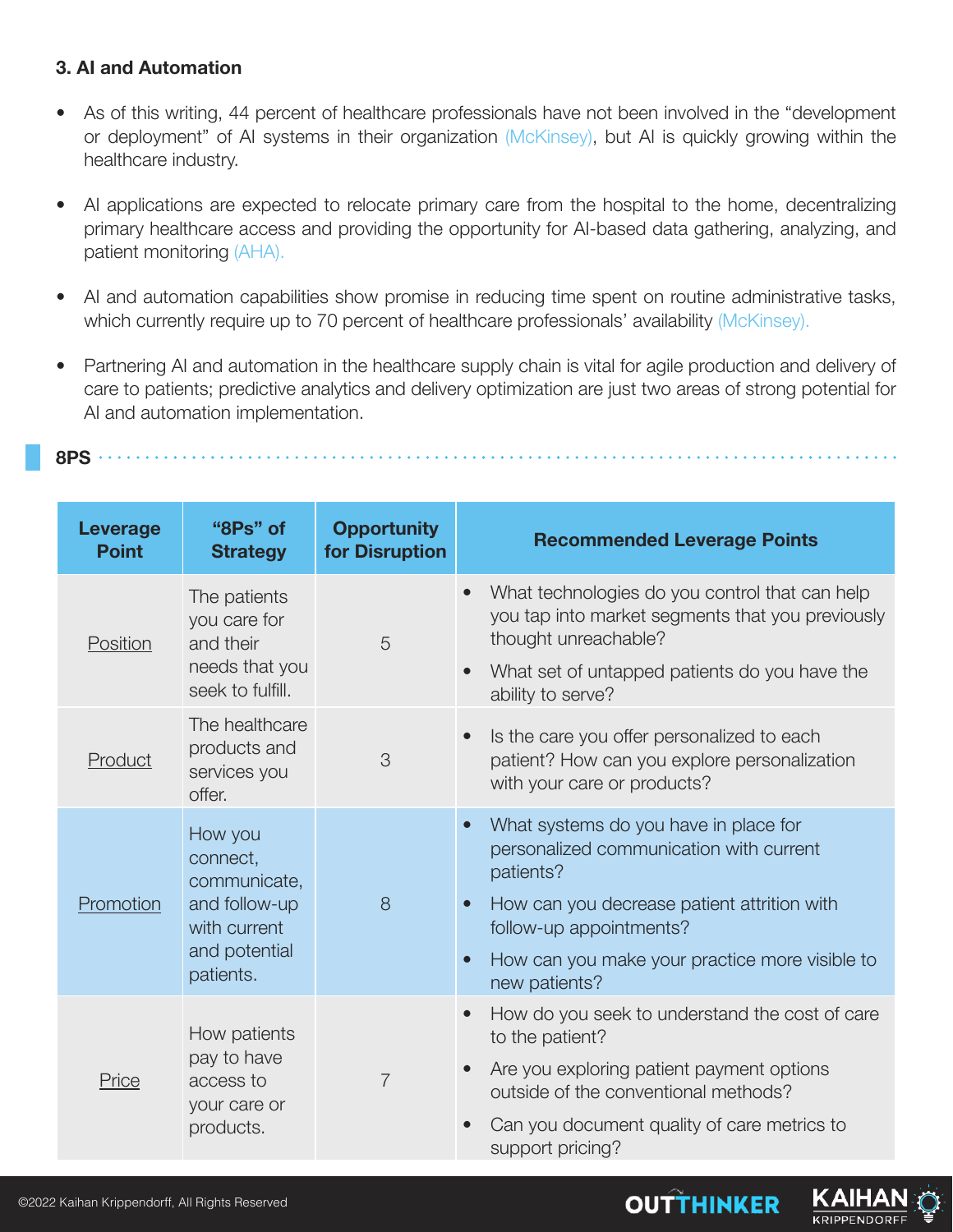### 3. AI and Automation

- As of this writing, 44 percent of healthcare professionals have not been involved in the "development or deployment" of AI systems in their organization (McKinsey), but AI is quickly growing within the healthcare industry.
- AI applications are expected to relocate primary care from the hospital to the home, decentralizing primary healthcare access and providing the opportunity for AI-based data gathering, analyzing, and patient monitoring (AHA).
- AI and automation capabilities show promise in reducing time spent on routine administrative tasks, which currently require up to 70 percent of healthcare professionals' availability (McKinsey).
- Partnering AI and automation in the healthcare supply chain is vital for agile production and delivery of care to patients; predictive analytics and delivery optimization are just two areas of strong potential for AI and automation implementation.

## 8PS

| Leverage Point | "8Ps" of Strategy | Opportunity for Disruption | Recommended Leverage Points |
|---|---|---|---|
| Position | The patients you care for and their needs that you seek to fulfill. | 5 | • What technologies do you control that can help you tap into market segments that you previously thought unreachable?<br>• What set of untapped patients do you have the ability to serve? |
| Product | The healthcare products and services you offer. | 3 | • Is the care you offer personalized to each patient? How can you explore personalization with your care or products? |
| Promotion | How you connect, communicate, and follow-up with current and potential patients. | 8 | • What systems do you have in place for personalized communication with current patients?<br>• How can you decrease patient attrition with follow-up appointments?<br>• How can you make your practice more visible to new patients? |
| Price | How patients pay to have access to your care or products. | 7 | • How do you seek to understand the cost of care to the patient?<br>• Are you exploring patient payment options outside of the conventional methods?<br>• Can you document quality of care metrics to support pricing? |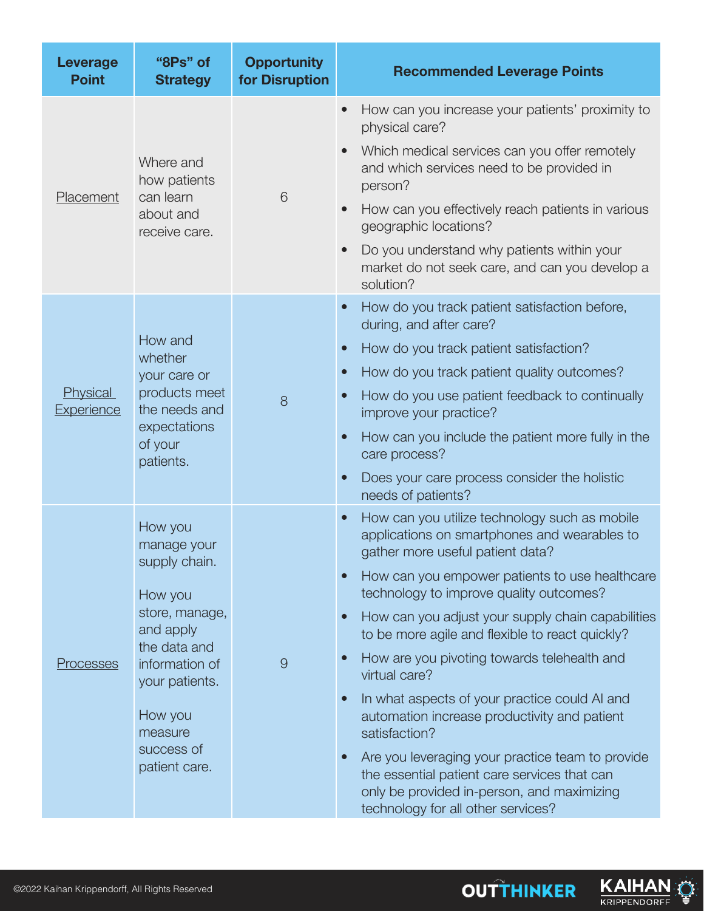| Leverage Point | "8Ps" of Strategy | Opportunity for Disruption | Recommended Leverage Points |
|---|---|---|---|
| Placement | Where and how patients can learn about and receive care. | 6 | • How can you increase your patients' proximity to physical care?<br>• Which medical services can you offer remotely and which services need to be provided in person?<br>• How can you effectively reach patients in various geographic locations?<br>• Do you understand why patients within your market do not seek care, and can you develop a solution? |
| Physical Experience | How and whether your care or products meet the needs and expectations of your patients. | 8 | • How do you track patient satisfaction before, during, and after care?<br>• How do you track patient satisfaction?<br>• How do you track patient quality outcomes?<br>• How do you use patient feedback to continually improve your practice?<br>• How can you include the patient more fully in the care process?<br>• Does your care process consider the holistic needs of patients? |
| Processes | How you manage your supply chain.<br><br>How you store, manage, and apply the data and information of your patients.<br><br>How you measure success of patient care. | 9 | • How can you utilize technology such as mobile applications on smartphones and wearables to gather more useful patient data?<br>• How can you empower patients to use healthcare technology to improve quality outcomes?<br>• How can you adjust your supply chain capabilities to be more agile and flexible to react quickly?<br>• How are you pivoting towards telehealth and virtual care?<br>• In what aspects of your practice could AI and automation increase productivity and patient satisfaction?<br>• Are you leveraging your practice team to provide the essential patient care services that can only be provided in-person, and maximizing technology for all other services? |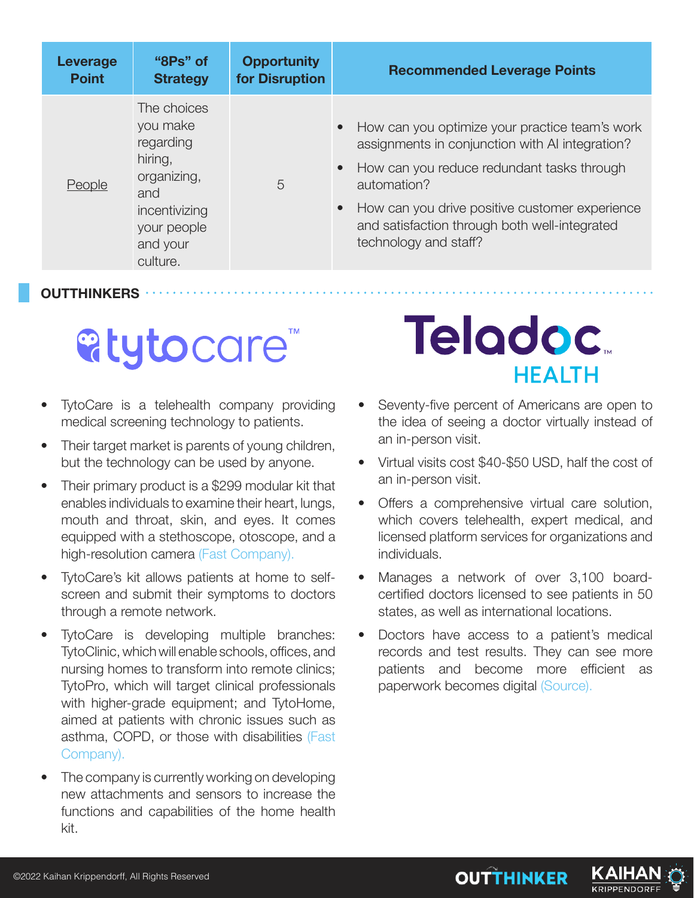| Leverage Point | "8Ps" of Strategy | Opportunity for Disruption | Recommended Leverage Points |
|---|---|---|---|
| People | The choices you make regarding hiring, organizing, and incentivizing your people and your culture. | 5 | • How can you optimize your practice team's work assignments in conjunction with AI integration?<br>• How can you reduce redundant tasks through automation?<br>• How can you drive positive customer experience and satisfaction through both well-integrated technology and staff? |

## OUTTHINKERS

### tytocare™

- TytoCare is a telehealth company providing medical screening technology to patients.
- Their target market is parents of young children, but the technology can be used by anyone.
- Their primary product is a $299 modular kit that enables individuals to examine their heart, lungs, mouth and throat, skin, and eyes. It comes equipped with a stethoscope, otoscope, and a high-resolution camera (Fast Company).
- TytoCare's kit allows patients at home to self-screen and submit their symptoms to doctors through a remote network.
- TytoCare is developing multiple branches: TytoClinic, which will enable schools, offices, and nursing homes to transform into remote clinics; TytoPro, which will target clinical professionals with higher-grade equipment; and TytoHome, aimed at patients with chronic issues such as asthma, COPD, or those with disabilities (Fast Company).
- The company is currently working on developing new attachments and sensors to increase the functions and capabilities of the home health kit.

### Teladoc™ HEALTH

- Seventy-five percent of Americans are open to the idea of seeing a doctor virtually instead of an in-person visit.
- Virtual visits cost $40-$50 USD, half the cost of an in-person visit.
- Offers a comprehensive virtual care solution, which covers telehealth, expert medical, and licensed platform services for organizations and individuals.
- Manages a network of over 3,100 board-certified doctors licensed to see patients in 50 states, as well as international locations.
- Doctors have access to a patient's medical records and test results. They can see more patients and become more efficient as paperwork becomes digital (Source).